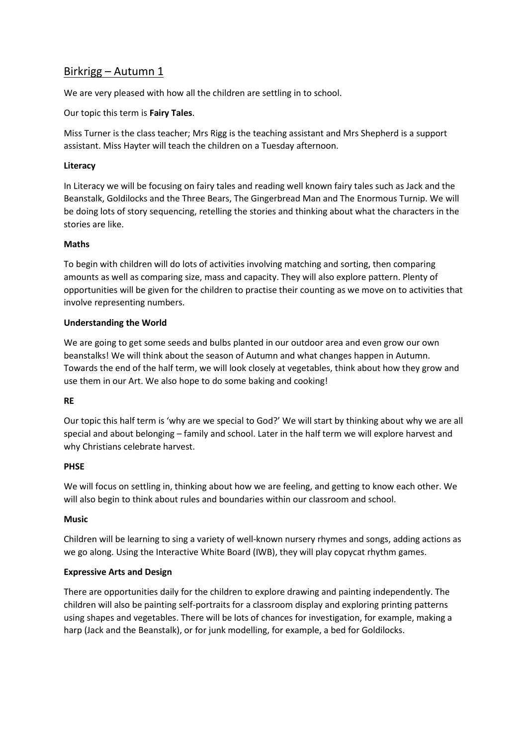# Birkrigg – Autumn 1

We are very pleased with how all the children are settling in to school.

Our topic this term is **Fairy Tales**.

Miss Turner is the class teacher; Mrs Rigg is the teaching assistant and Mrs Shepherd is a support assistant. Miss Hayter will teach the children on a Tuesday afternoon.

**Literacy**

In Literacy we will be focusing on fairy tales and reading well known fairy tales such as Jack and the Beanstalk, Goldilocks and the Three Bears, The Gingerbread Man and The Enormous Turnip. We will be doing lots of story sequencing, retelling the stories and thinking about what the characters in the stories are like.

**Maths**

To begin with children will do lots of activities involving matching and sorting, then comparing amounts as well as comparing size, mass and capacity. They will also explore pattern. Plenty of opportunities will be given for the children to practise their counting as we move on to activities that involve representing numbers.

**Understanding the World**

We are going to get some seeds and bulbs planted in our outdoor area and even grow our own beanstalks! We will think about the season of Autumn and what changes happen in Autumn. Towards the end of the half term, we will look closely at vegetables, think about how they grow and use them in our Art. We also hope to do some baking and cooking!

**RE**

Our topic this half term is 'why are we special to God?' We will start by thinking about why we are all special and about belonging – family and school. Later in the half term we will explore harvest and why Christians celebrate harvest.

**PHSE**

We will focus on settling in, thinking about how we are feeling, and getting to know each other. We will also begin to think about rules and boundaries within our classroom and school.

**Music**

Children will be learning to sing a variety of well-known nursery rhymes and songs, adding actions as we go along. Using the Interactive White Board (IWB), they will play copycat rhythm games.

**Expressive Arts and Design**

There are opportunities daily for the children to explore drawing and painting independently. The children will also be painting self-portraits for a classroom display and exploring printing patterns using shapes and vegetables. There will be lots of chances for investigation, for example, making a harp (Jack and the Beanstalk), or for junk modelling, for example, a bed for Goldilocks.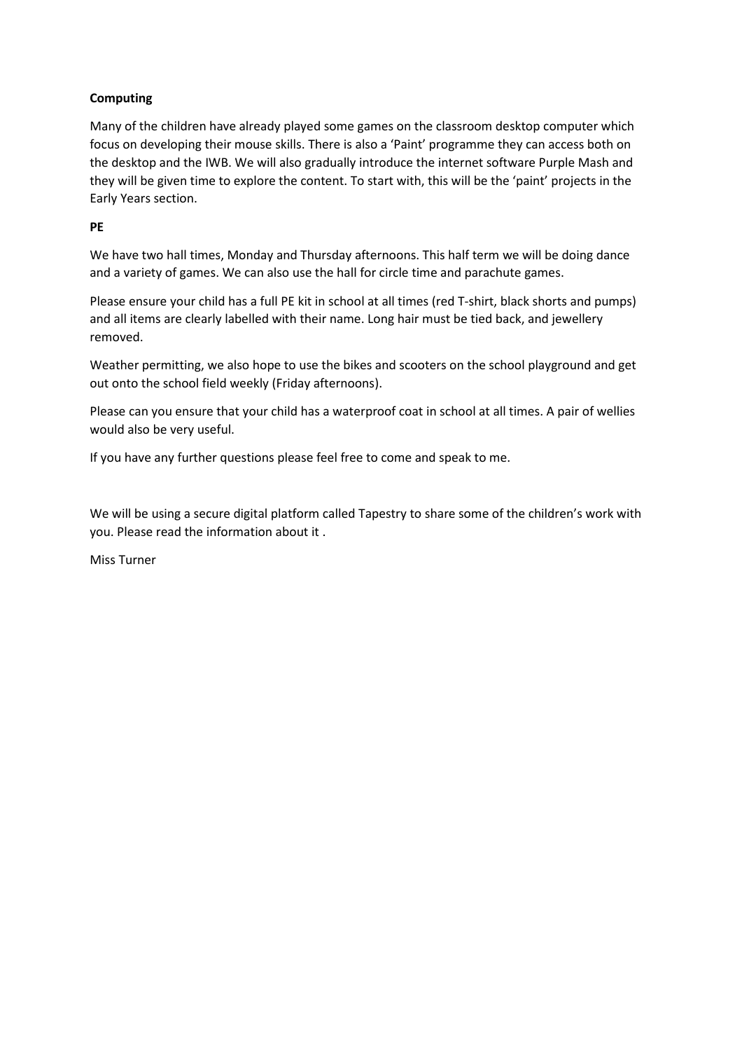**Computing**

Many of the children have already played some games on the classroom desktop computer which focus on developing their mouse skills. There is also a 'Paint' programme they can access both on the desktop and the IWB. We will also gradually introduce the internet software Purple Mash and they will be given time to explore the content. To start with, this will be the 'paint' projects in the Early Years section.

**PE**

We have two hall times, Monday and Thursday afternoons. This half term we will be doing dance and a variety of games. We can also use the hall for circle time and parachute games.

Please ensure your child has a full PE kit in school at all times (red T-shirt, black shorts and pumps) and all items are clearly labelled with their name. Long hair must be tied back, and jewellery removed.

Weather permitting, we also hope to use the bikes and scooters on the school playground and get out onto the school field weekly (Friday afternoons).

Please can you ensure that your child has a waterproof coat in school at all times. A pair of wellies would also be very useful.

If you have any further questions please feel free to come and speak to me.

We will be using a secure digital platform called Tapestry to share some of the children's work with you. Please read the information about it .

Miss Turner